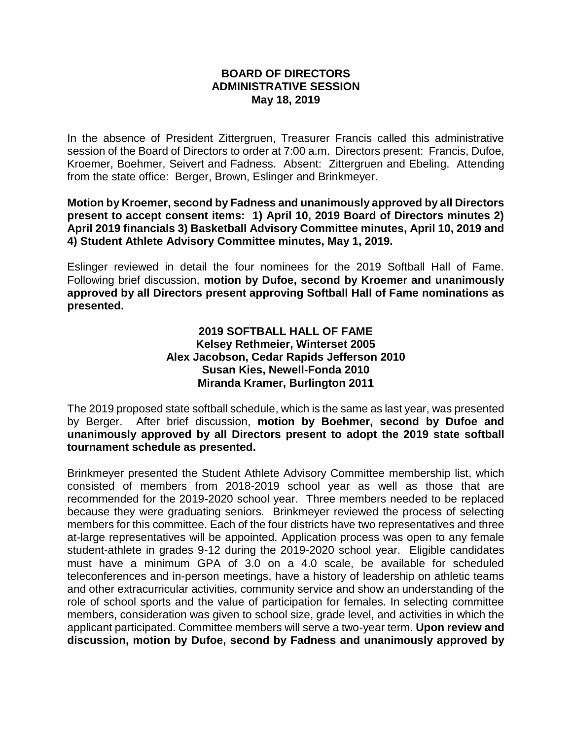**BOARD OF DIRECTORS**
**ADMINISTRATIVE SESSION**
**May 18, 2019**

In the absence of President Zittergruen, Treasurer Francis called this administrative session of the Board of Directors to order at 7:00 a.m. Directors present: Francis, Dufoe, Kroemer, Boehmer, Seivert and Fadness. Absent: Zittergruen and Ebeling. Attending from the state office: Berger, Brown, Eslinger and Brinkmeyer.

**Motion by Kroemer, second by Fadness and unanimously approved by all Directors present to accept consent items: 1) April 10, 2019 Board of Directors minutes 2) April 2019 financials 3) Basketball Advisory Committee minutes, April 10, 2019 and 4) Student Athlete Advisory Committee minutes, May 1, 2019.**

Eslinger reviewed in detail the four nominees for the 2019 Softball Hall of Fame. Following brief discussion, **motion by Dufoe, second by Kroemer and unanimously approved by all Directors present approving Softball Hall of Fame nominations as presented.**

**2019 SOFTBALL HALL OF FAME**
**Kelsey Rethmeier, Winterset 2005**
**Alex Jacobson, Cedar Rapids Jefferson 2010**
**Susan Kies, Newell-Fonda 2010**
**Miranda Kramer, Burlington 2011**

The 2019 proposed state softball schedule, which is the same as last year, was presented by Berger. After brief discussion, **motion by Boehmer, second by Dufoe and unanimously approved by all Directors present to adopt the 2019 state softball tournament schedule as presented.**

Brinkmeyer presented the Student Athlete Advisory Committee membership list, which consisted of members from 2018-2019 school year as well as those that are recommended for the 2019-2020 school year. Three members needed to be replaced because they were graduating seniors. Brinkmeyer reviewed the process of selecting members for this committee. Each of the four districts have two representatives and three at-large representatives will be appointed. Application process was open to any female student-athlete in grades 9-12 during the 2019-2020 school year. Eligible candidates must have a minimum GPA of 3.0 on a 4.0 scale, be available for scheduled teleconferences and in-person meetings, have a history of leadership on athletic teams and other extracurricular activities, community service and show an understanding of the role of school sports and the value of participation for females. In selecting committee members, consideration was given to school size, grade level, and activities in which the applicant participated. Committee members will serve a two-year term. **Upon review and discussion, motion by Dufoe, second by Fadness and unanimously approved by**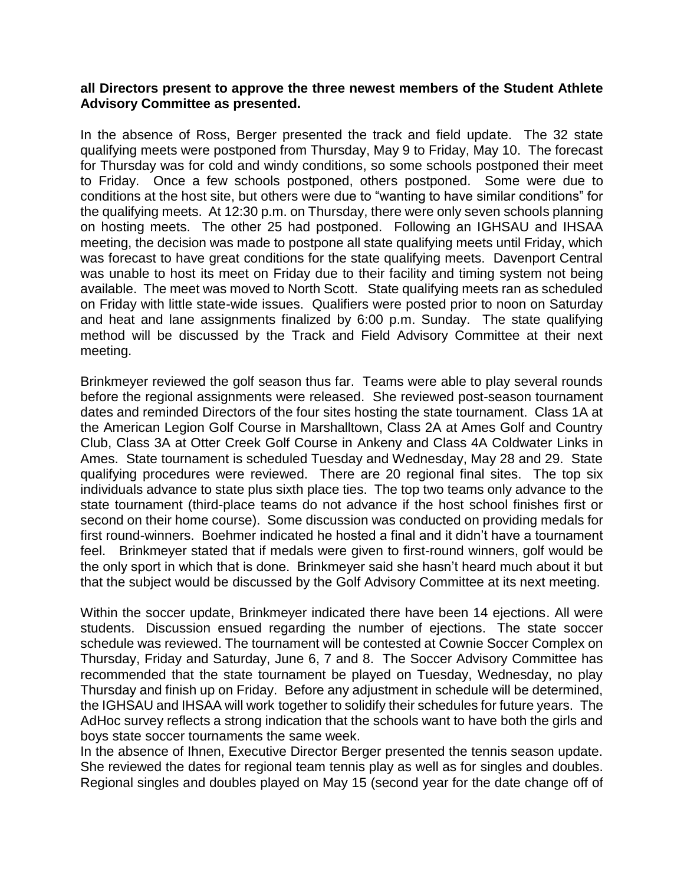**all Directors present to approve the three newest members of the Student Athlete Advisory Committee as presented.**

In the absence of Ross, Berger presented the track and field update. The 32 state qualifying meets were postponed from Thursday, May 9 to Friday, May 10. The forecast for Thursday was for cold and windy conditions, so some schools postponed their meet to Friday. Once a few schools postponed, others postponed. Some were due to conditions at the host site, but others were due to "wanting to have similar conditions" for the qualifying meets. At 12:30 p.m. on Thursday, there were only seven schools planning on hosting meets. The other 25 had postponed. Following an IGHSAU and IHSAA meeting, the decision was made to postpone all state qualifying meets until Friday, which was forecast to have great conditions for the state qualifying meets. Davenport Central was unable to host its meet on Friday due to their facility and timing system not being available. The meet was moved to North Scott. State qualifying meets ran as scheduled on Friday with little state-wide issues. Qualifiers were posted prior to noon on Saturday and heat and lane assignments finalized by 6:00 p.m. Sunday. The state qualifying method will be discussed by the Track and Field Advisory Committee at their next meeting.

Brinkmeyer reviewed the golf season thus far. Teams were able to play several rounds before the regional assignments were released. She reviewed post-season tournament dates and reminded Directors of the four sites hosting the state tournament. Class 1A at the American Legion Golf Course in Marshalltown, Class 2A at Ames Golf and Country Club, Class 3A at Otter Creek Golf Course in Ankeny and Class 4A Coldwater Links in Ames. State tournament is scheduled Tuesday and Wednesday, May 28 and 29. State qualifying procedures were reviewed. There are 20 regional final sites. The top six individuals advance to state plus sixth place ties. The top two teams only advance to the state tournament (third-place teams do not advance if the host school finishes first or second on their home course). Some discussion was conducted on providing medals for first round-winners. Boehmer indicated he hosted a final and it didn't have a tournament feel. Brinkmeyer stated that if medals were given to first-round winners, golf would be the only sport in which that is done. Brinkmeyer said she hasn't heard much about it but that the subject would be discussed by the Golf Advisory Committee at its next meeting.

Within the soccer update, Brinkmeyer indicated there have been 14 ejections. All were students. Discussion ensued regarding the number of ejections. The state soccer schedule was reviewed. The tournament will be contested at Cownie Soccer Complex on Thursday, Friday and Saturday, June 6, 7 and 8. The Soccer Advisory Committee has recommended that the state tournament be played on Tuesday, Wednesday, no play Thursday and finish up on Friday. Before any adjustment in schedule will be determined, the IGHSAU and IHSAA will work together to solidify their schedules for future years. The AdHoc survey reflects a strong indication that the schools want to have both the girls and boys state soccer tournaments the same week.

In the absence of Ihnen, Executive Director Berger presented the tennis season update. She reviewed the dates for regional team tennis play as well as for singles and doubles. Regional singles and doubles played on May 15 (second year for the date change off of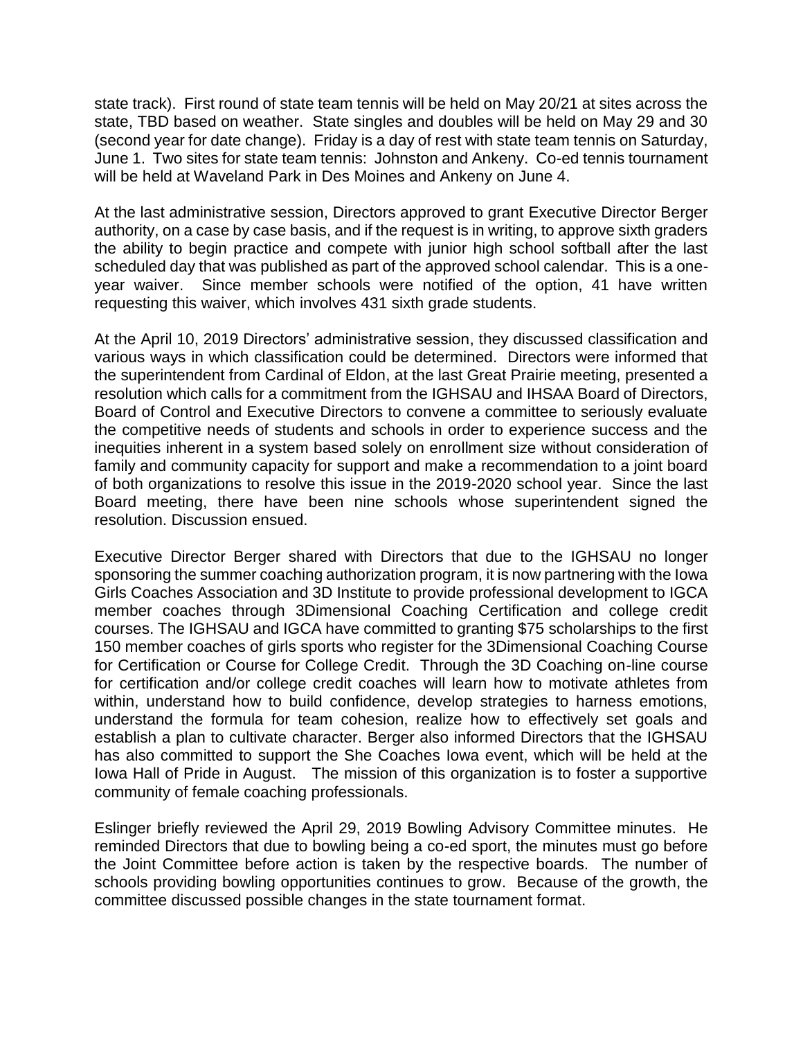state track). First round of state team tennis will be held on May 20/21 at sites across the state, TBD based on weather. State singles and doubles will be held on May 29 and 30 (second year for date change). Friday is a day of rest with state team tennis on Saturday, June 1. Two sites for state team tennis: Johnston and Ankeny. Co-ed tennis tournament will be held at Waveland Park in Des Moines and Ankeny on June 4.

At the last administrative session, Directors approved to grant Executive Director Berger authority, on a case by case basis, and if the request is in writing, to approve sixth graders the ability to begin practice and compete with junior high school softball after the last scheduled day that was published as part of the approved school calendar. This is a one-year waiver. Since member schools were notified of the option, 41 have written requesting this waiver, which involves 431 sixth grade students.

At the April 10, 2019 Directors' administrative session, they discussed classification and various ways in which classification could be determined. Directors were informed that the superintendent from Cardinal of Eldon, at the last Great Prairie meeting, presented a resolution which calls for a commitment from the IGHSAU and IHSAA Board of Directors, Board of Control and Executive Directors to convene a committee to seriously evaluate the competitive needs of students and schools in order to experience success and the inequities inherent in a system based solely on enrollment size without consideration of family and community capacity for support and make a recommendation to a joint board of both organizations to resolve this issue in the 2019-2020 school year. Since the last Board meeting, there have been nine schools whose superintendent signed the resolution. Discussion ensued.

Executive Director Berger shared with Directors that due to the IGHSAU no longer sponsoring the summer coaching authorization program, it is now partnering with the Iowa Girls Coaches Association and 3D Institute to provide professional development to IGCA member coaches through 3Dimensional Coaching Certification and college credit courses. The IGHSAU and IGCA have committed to granting $75 scholarships to the first 150 member coaches of girls sports who register for the 3Dimensional Coaching Course for Certification or Course for College Credit. Through the 3D Coaching on-line course for certification and/or college credit coaches will learn how to motivate athletes from within, understand how to build confidence, develop strategies to harness emotions, understand the formula for team cohesion, realize how to effectively set goals and establish a plan to cultivate character. Berger also informed Directors that the IGHSAU has also committed to support the She Coaches Iowa event, which will be held at the Iowa Hall of Pride in August. The mission of this organization is to foster a supportive community of female coaching professionals.

Eslinger briefly reviewed the April 29, 2019 Bowling Advisory Committee minutes. He reminded Directors that due to bowling being a co-ed sport, the minutes must go before the Joint Committee before action is taken by the respective boards. The number of schools providing bowling opportunities continues to grow. Because of the growth, the committee discussed possible changes in the state tournament format.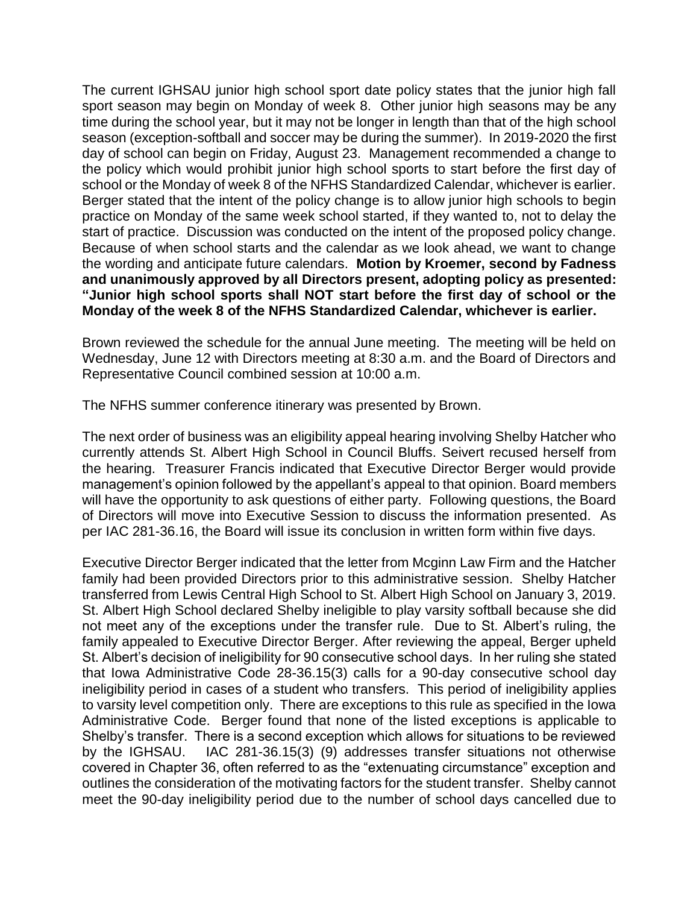The current IGHSAU junior high school sport date policy states that the junior high fall sport season may begin on Monday of week 8. Other junior high seasons may be any time during the school year, but it may not be longer in length than that of the high school season (exception-softball and soccer may be during the summer). In 2019-2020 the first day of school can begin on Friday, August 23. Management recommended a change to the policy which would prohibit junior high school sports to start before the first day of school or the Monday of week 8 of the NFHS Standardized Calendar, whichever is earlier. Berger stated that the intent of the policy change is to allow junior high schools to begin practice on Monday of the same week school started, if they wanted to, not to delay the start of practice. Discussion was conducted on the intent of the proposed policy change. Because of when school starts and the calendar as we look ahead, we want to change the wording and anticipate future calendars. **Motion by Kroemer, second by Fadness and unanimously approved by all Directors present, adopting policy as presented: "Junior high school sports shall NOT start before the first day of school or the Monday of the week 8 of the NFHS Standardized Calendar, whichever is earlier.**

Brown reviewed the schedule for the annual June meeting. The meeting will be held on Wednesday, June 12 with Directors meeting at 8:30 a.m. and the Board of Directors and Representative Council combined session at 10:00 a.m.

The NFHS summer conference itinerary was presented by Brown.

The next order of business was an eligibility appeal hearing involving Shelby Hatcher who currently attends St. Albert High School in Council Bluffs. Seivert recused herself from the hearing. Treasurer Francis indicated that Executive Director Berger would provide management's opinion followed by the appellant's appeal to that opinion. Board members will have the opportunity to ask questions of either party. Following questions, the Board of Directors will move into Executive Session to discuss the information presented. As per IAC 281-36.16, the Board will issue its conclusion in written form within five days.

Executive Director Berger indicated that the letter from Mcginn Law Firm and the Hatcher family had been provided Directors prior to this administrative session. Shelby Hatcher transferred from Lewis Central High School to St. Albert High School on January 3, 2019. St. Albert High School declared Shelby ineligible to play varsity softball because she did not meet any of the exceptions under the transfer rule. Due to St. Albert's ruling, the family appealed to Executive Director Berger. After reviewing the appeal, Berger upheld St. Albert's decision of ineligibility for 90 consecutive school days. In her ruling she stated that Iowa Administrative Code 28-36.15(3) calls for a 90-day consecutive school day ineligibility period in cases of a student who transfers. This period of ineligibility applies to varsity level competition only. There are exceptions to this rule as specified in the Iowa Administrative Code. Berger found that none of the listed exceptions is applicable to Shelby's transfer. There is a second exception which allows for situations to be reviewed by the IGHSAU. IAC 281-36.15(3) (9) addresses transfer situations not otherwise covered in Chapter 36, often referred to as the "extenuating circumstance" exception and outlines the consideration of the motivating factors for the student transfer. Shelby cannot meet the 90-day ineligibility period due to the number of school days cancelled due to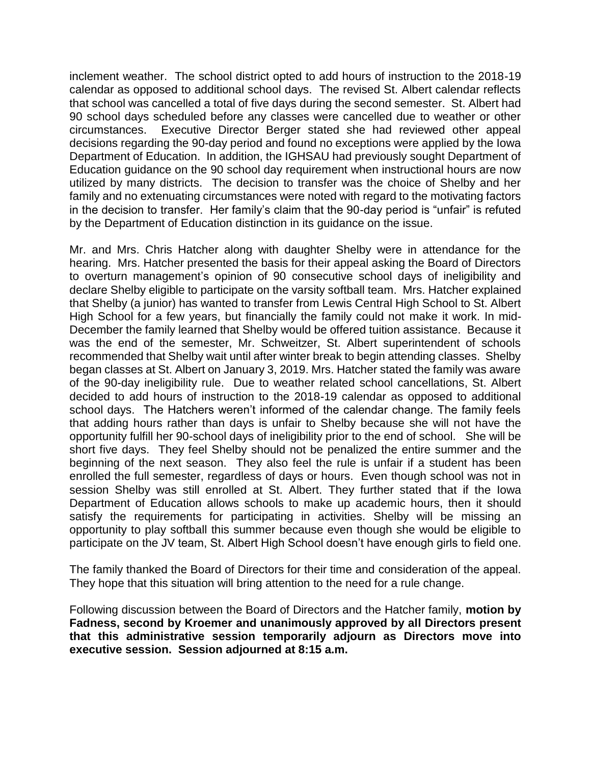inclement weather. The school district opted to add hours of instruction to the 2018-19 calendar as opposed to additional school days. The revised St. Albert calendar reflects that school was cancelled a total of five days during the second semester. St. Albert had 90 school days scheduled before any classes were cancelled due to weather or other circumstances. Executive Director Berger stated she had reviewed other appeal decisions regarding the 90-day period and found no exceptions were applied by the Iowa Department of Education. In addition, the IGHSAU had previously sought Department of Education guidance on the 90 school day requirement when instructional hours are now utilized by many districts. The decision to transfer was the choice of Shelby and her family and no extenuating circumstances were noted with regard to the motivating factors in the decision to transfer. Her family's claim that the 90-day period is "unfair" is refuted by the Department of Education distinction in its guidance on the issue.

Mr. and Mrs. Chris Hatcher along with daughter Shelby were in attendance for the hearing. Mrs. Hatcher presented the basis for their appeal asking the Board of Directors to overturn management's opinion of 90 consecutive school days of ineligibility and declare Shelby eligible to participate on the varsity softball team. Mrs. Hatcher explained that Shelby (a junior) has wanted to transfer from Lewis Central High School to St. Albert High School for a few years, but financially the family could not make it work. In mid-December the family learned that Shelby would be offered tuition assistance. Because it was the end of the semester, Mr. Schweitzer, St. Albert superintendent of schools recommended that Shelby wait until after winter break to begin attending classes. Shelby began classes at St. Albert on January 3, 2019. Mrs. Hatcher stated the family was aware of the 90-day ineligibility rule. Due to weather related school cancellations, St. Albert decided to add hours of instruction to the 2018-19 calendar as opposed to additional school days. The Hatchers weren't informed of the calendar change. The family feels that adding hours rather than days is unfair to Shelby because she will not have the opportunity fulfill her 90-school days of ineligibility prior to the end of school. She will be short five days. They feel Shelby should not be penalized the entire summer and the beginning of the next season. They also feel the rule is unfair if a student has been enrolled the full semester, regardless of days or hours. Even though school was not in session Shelby was still enrolled at St. Albert. They further stated that if the Iowa Department of Education allows schools to make up academic hours, then it should satisfy the requirements for participating in activities. Shelby will be missing an opportunity to play softball this summer because even though she would be eligible to participate on the JV team, St. Albert High School doesn't have enough girls to field one.

The family thanked the Board of Directors for their time and consideration of the appeal. They hope that this situation will bring attention to the need for a rule change.

Following discussion between the Board of Directors and the Hatcher family, **motion by Fadness, second by Kroemer and unanimously approved by all Directors present that this administrative session temporarily adjourn as Directors move into executive session. Session adjourned at 8:15 a.m.**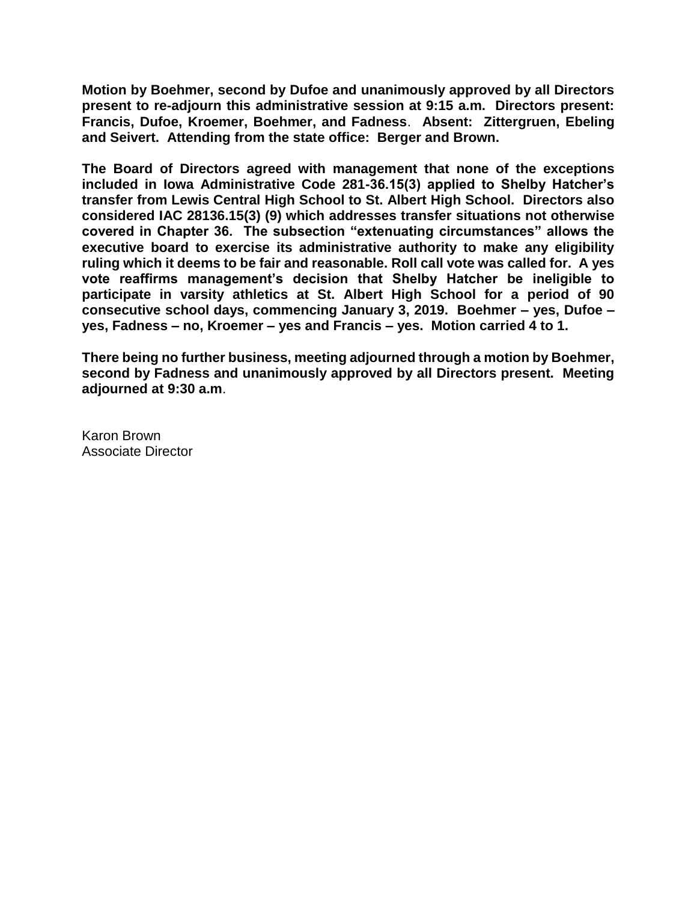**Motion by Boehmer, second by Dufoe and unanimously approved by all Directors present to re-adjourn this administrative session at 9:15 a.m. Directors present: Francis, Dufoe, Kroemer, Boehmer, and Fadness. Absent: Zittergruen, Ebeling and Seivert. Attending from the state office: Berger and Brown.**

**The Board of Directors agreed with management that none of the exceptions included in Iowa Administrative Code 281-36.15(3) applied to Shelby Hatcher's transfer from Lewis Central High School to St. Albert High School. Directors also considered IAC 28136.15(3) (9) which addresses transfer situations not otherwise covered in Chapter 36. The subsection "extenuating circumstances" allows the executive board to exercise its administrative authority to make any eligibility ruling which it deems to be fair and reasonable. Roll call vote was called for. A yes vote reaffirms management's decision that Shelby Hatcher be ineligible to participate in varsity athletics at St. Albert High School for a period of 90 consecutive school days, commencing January 3, 2019. Boehmer – yes, Dufoe – yes, Fadness – no, Kroemer – yes and Francis – yes. Motion carried 4 to 1.**

**There being no further business, meeting adjourned through a motion by Boehmer, second by Fadness and unanimously approved by all Directors present. Meeting adjourned at 9:30 a.m.**

Karon Brown
Associate Director